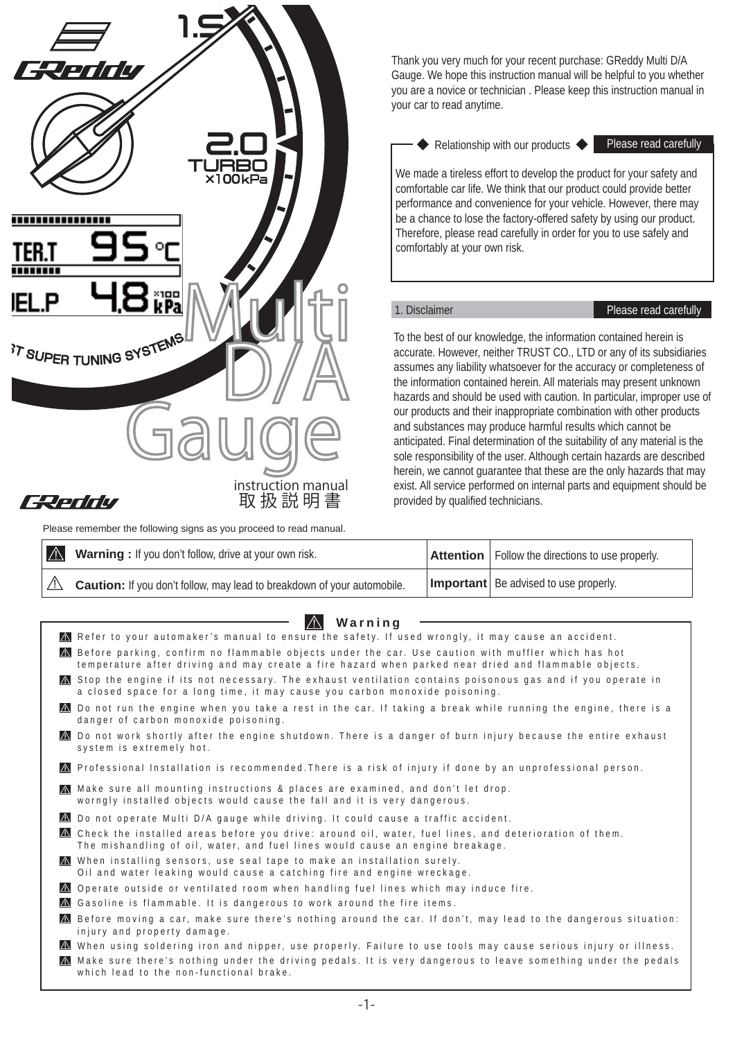# Multi D/A Gauge

instruction manual
取扱説明書

Thank you very much for your recent purchase: GReddy Multi D/A Gauge. We hope this instruction manual will be helpful to you whether you are a novice or technician . Please keep this instruction manual in your car to read anytime.

## ◆ Relationship with our products ◆ — Please read carefully

We made a tireless effort to develop the product for your safety and comfortable car life. We think that our product could provide better performance and convenience for your vehicle. However, there may be a chance to lose the factory-offered safety by using our product. Therefore, please read carefully in order for you to use safely and comfortably at your own risk.

## 1. Disclaimer — Please read carefully

To the best of our knowledge, the information contained herein is accurate. However, neither TRUST CO., LTD or any of its subsidiaries assumes any liability whatsoever for the accuracy or completeness of the information contained herein. All materials may present unknown hazards and should be used with caution. In particular, improper use of our products and their inappropriate combination with other products and substances may produce harmful results which cannot be anticipated. Final determination of the suitability of any material is the sole responsibility of the user. Although certain hazards are described herein, we cannot guarantee that these are the only hazards that may exist. All service performed on internal parts and equipment should be provided by qualified technicians.

Please remember the following signs as you proceed to read manual.

| | |
|---|---|
| ⚠ **Warning :** If you don't follow, drive at your own risk. | **Attention** Follow the directions to use properly. |
| ⚠ **Caution:** If you don't follow, may lead to breakdown of your automobile. | **Important** Be advised to use properly. |

## ⚠ Warning

- ⚠ Refer to your automaker's manual to ensure the safety. If used wrongly, it may cause an accident.
- ⚠ Before parking, confirm no flammable objects under the car. Use caution with muffler which has hot temperature after driving and may create a fire hazard when parked near dried and flammable objects.
- ⚠ Stop the engine if its not necessary. The exhaust ventilation contains poisonous gas and if you operate in a closed space for a long time, it may cause you carbon monoxide poisoning.
- ⚠ Do not run the engine when you take a rest in the car. If taking a break while running the engine, there is a danger of carbon monoxide poisoning.
- ⚠ Do not work shortly after the engine shutdown. There is a danger of burn injury because the entire exhaust system is extremely hot.
- ⚠ Professional Installation is recommended.There is a risk of injury if done by an unprofessional person.
- ⚠ Make sure all mounting instructions & places are examined, and don't let drop. worngly installed objects would cause the fall and it is very dangerous.
- ⚠ Do not operate Multi D/A gauge while driving. It could cause a traffic accident.
- ⚠ Check the installed areas before you drive: around oil, water, fuel lines, and deterioration of them. The mishandling of oil, water, and fuel lines would cause an engine breakage.
- ⚠ When installing sensors, use seal tape to make an installation surely. Oil and water leaking would cause a catching fire and engine wreckage.
- ⚠ Operate outside or ventilated room when handling fuel lines which may induce fire.
- ⚠ Gasoline is flammable. It is dangerous to work around the fire items.
- ⚠ Before moving a car, make sure there's nothing around the car. If don't, may lead to the dangerous situation: injury and property damage.
- ⚠ When using soldering iron and nipper, use properly. Failure to use tools may cause serious injury or illness.
- ⚠ Make sure there's nothing under the driving pedals. It is very dangerous to leave something under the pedals which lead to the non-functional brake.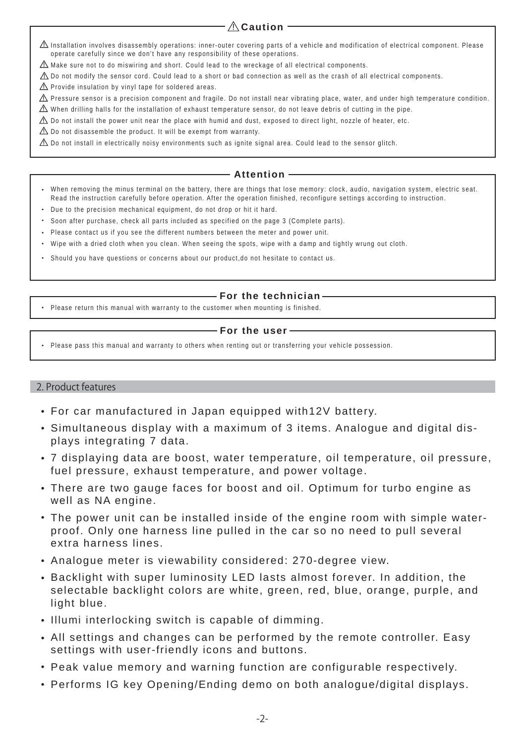## ⚠ Caution

- ⚠ Installation involves disassembly operations: inner-outer covering parts of a vehicle and modification of electrical component. Please operate carefully since we don't have any responsibility of these operations.
- ⚠ Make sure not to do miswiring and short. Could lead to the wreckage of all electrical components.
- ⚠ Do not modify the sensor cord. Could lead to a short or bad connection as well as the crash of all electrical components.
- ⚠ Provide insulation by vinyl tape for soldered areas.
- ⚠ Pressure sensor is a precision component and fragile. Do not install near vibrating place, water, and under high temperature condition.
- ⚠ When drilling halls for the installation of exhaust temperature sensor, do not leave debris of cutting in the pipe.
- ⚠ Do not install the power unit near the place with humid and dust, exposed to direct light, nozzle of heater, etc.
- ⚠ Do not disassemble the product. It will be exempt from warranty.
- ⚠ Do not install in electrically noisy environments such as ignite signal area. Could lead to the sensor glitch.

## Attention

- When removing the minus terminal on the battery, there are things that lose memory: clock, audio, navigation system, electric seat. Read the instruction carefully before operation. After the operation finished, reconfigure settings according to instruction.
- Due to the precision mechanical equipment, do not drop or hit it hard.
- Soon after purchase, check all parts included as specified on the page 3 (Complete parts).
- Please contact us if you see the different numbers between the meter and power unit.
- Wipe with a dried cloth when you clean. When seeing the spots, wipe with a damp and tightly wrung out cloth.
- Should you have questions or concerns about our product,do not hesitate to contact us.

## For the technician

- Please return this manual with warranty to the customer when mounting is finished.

## For the user

- Please pass this manual and warranty to others when renting out or transferring your vehicle possession.

## 2. Product features

- For car manufactured in Japan equipped with12V battery.
- Simultaneous display with a maximum of 3 items. Analogue and digital displays integrating 7 data.
- 7 displaying data are boost, water temperature, oil temperature, oil pressure, fuel pressure, exhaust temperature, and power voltage.
- There are two gauge faces for boost and oil. Optimum for turbo engine as well as NA engine.
- The power unit can be installed inside of the engine room with simple waterproof. Only one harness line pulled in the car so no need to pull several extra harness lines.
- Analogue meter is viewability considered: 270-degree view.
- Backlight with super luminosity LED lasts almost forever. In addition, the selectable backlight colors are white, green, red, blue, orange, purple, and light blue.
- Illumi interlocking switch is capable of dimming.
- All settings and changes can be performed by the remote controller. Easy settings with user-friendly icons and buttons.
- Peak value memory and warning function are configurable respectively.
- Performs IG key Opening/Ending demo on both analogue/digital displays.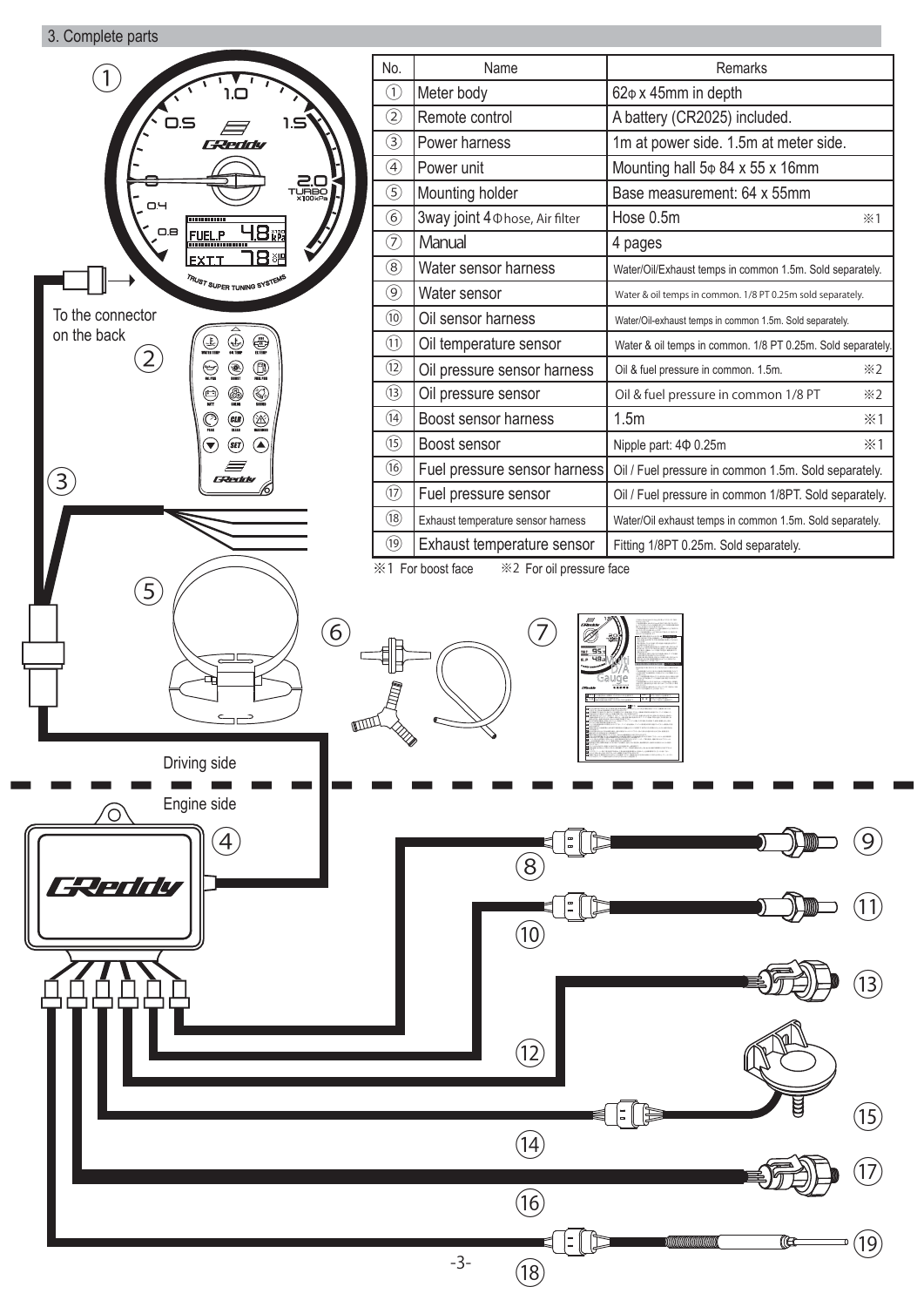## 3. Complete parts

| No. | Name | Remarks |
|---|---|---|
| ① | Meter body | 62φ x 45mm in depth |
| ② | Remote control | A battery (CR2025) included. |
| ③ | Power harness | 1m at power side. 1.5m at meter side. |
| ④ | Power unit | Mounting hall 5φ 84 x 55 x 16mm |
| ⑤ | Mounting holder | Base measurement: 64 x 55mm |
| ⑥ | 3way joint 4Φhose, Air filter | Hose 0.5m ※1 |
| ⑦ | Manual | 4 pages |
| ⑧ | Water sensor harness | Water/Oil/Exhaust temps in common 1.5m. Sold separately. |
| ⑨ | Water sensor | Water & oil temps in common. 1/8 PT 0.25m sold separately. |
| ⑩ | Oil sensor harness | Water/Oil-exhaust temps in common 1.5m. Sold separately. |
| ⑪ | Oil temperature sensor | Water & oil temps in common. 1/8 PT 0.25m. Sold separately. |
| ⑫ | Oil pressure sensor harness | Oil & fuel pressure in common. 1.5m. ※2 |
| ⑬ | Oil pressure sensor | Oil & fuel pressure in common 1/8 PT ※2 |
| ⑭ | Boost sensor harness | 1.5m ※1 |
| ⑮ | Boost sensor | Nipple part: 4Φ 0.25m ※1 |
| ⑯ | Fuel pressure sensor harness | Oil / Fuel pressure in common 1.5m. Sold separately. |
| ⑰ | Fuel pressure sensor | Oil / Fuel pressure in common 1/8PT. Sold separately. |
| ⑱ | Exhaust temperature sensor harness | Water/Oil exhaust temps in common 1.5m. Sold separately. |
| ⑲ | Exhaust temperature sensor | Fitting 1/8PT 0.25m. Sold separately. |

※1 For boost face　※2 For oil pressure face

To the connector on the back

Driving side

Engine side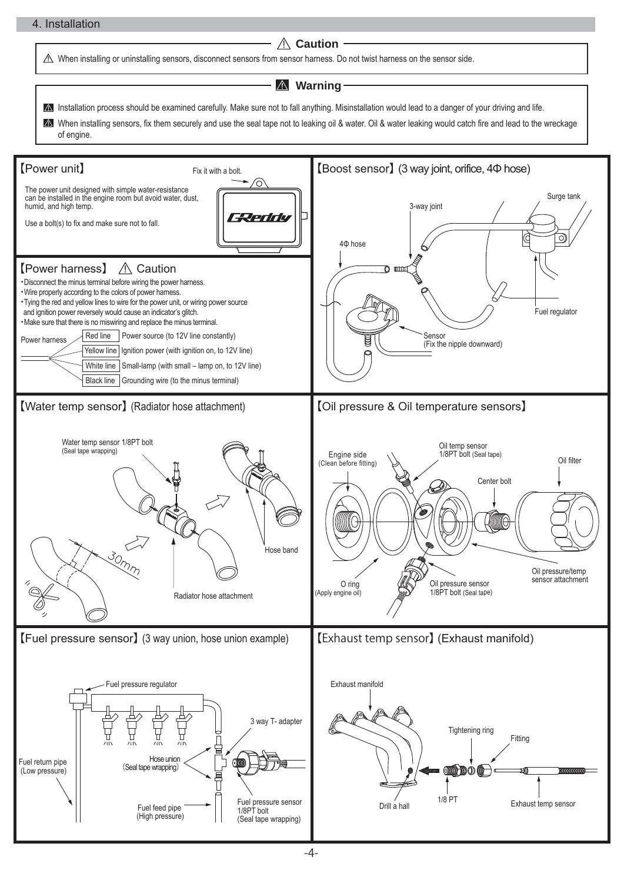## 4. Installation

**⚠ Caution**

⚠ When installing or uninstalling sensors, disconnect sensors from sensor harness. Do not twist harness on the sensor side.

**⚠ Warning**

⚠ Installation process should be examined carefully. Make sure not to fall anything. Misinstallation would lead to a danger of your driving and life.

⚠ When installing sensors, fix them securely and use the seal tape not to leaking oil & water. Oil & water leaking would catch fire and lead to the wreckage of engine.

### 【Power unit】

Fix it with a bolt.

The power unit designed with simple water-resistance can be installed in the engine room but avoid water, dust, humid, and high temp.

Use a bolt(s) to fix and make sure not to fall.

### 【Boost sensor】(3 way joint, orifice, 4Φ hose)

Surge tank

3-way joint

4Φ hose

Fuel regulator

Sensor (Fix the nipple downward)

### 【Power harness】 ⚠ Caution

- Disconnect the minus terminal before wiring the power harness.
- Wire properly according to the colors of power harness.
- Tying the red and yellow lines to wire for the power unit, or wiring power source and ignition power reversely would cause an indicator's glitch.
- Make sure that there is no miswiring and replace the minus terminal.

Power harness

| Line | Connection |
|---|---|
| Red line | Power source (to 12V line constantly) |
| Yellow line | Ignition power (with ignition on, to 12V line) |
| White line | Small-lamp (with small – lamp on, to 12V line) |
| Black line | Grounding wire (to the minus terminal) |

### 【Water temp sensor】(Radiator hose attachment)

Water temp sensor 1/8PT bolt (Seal tape wrapping)

30mm

Hose band

Radiator hose attachment

### 【Oil pressure & Oil temperature sensors】

Engine side (Clean before fitting)

Oil temp sensor 1/8PT bolt (Seal tape)

Oil filter

Center bolt

O ring (Apply engine oil)

Oil pressure sensor 1/8PT bolt (Seal tape)

Oil pressure/temp sensor attachment

### 【Fuel pressure sensor】(3 way union, hose union example)

Fuel pressure regulator

3 way T- adapter

Hose union (Seal tape wrapping)

Fuel return pipe (Low pressure)

Fuel feed pipe (High pressure)

Fuel pressure sensor 1/8PT bolt (Seal tape wrapping)

### 【Exhaust temp sensor】(Exhaust manifold)

Exhaust manifold

Tightening ring

Fitting

Drill a hall

1/8 PT

Exhaust temp sensor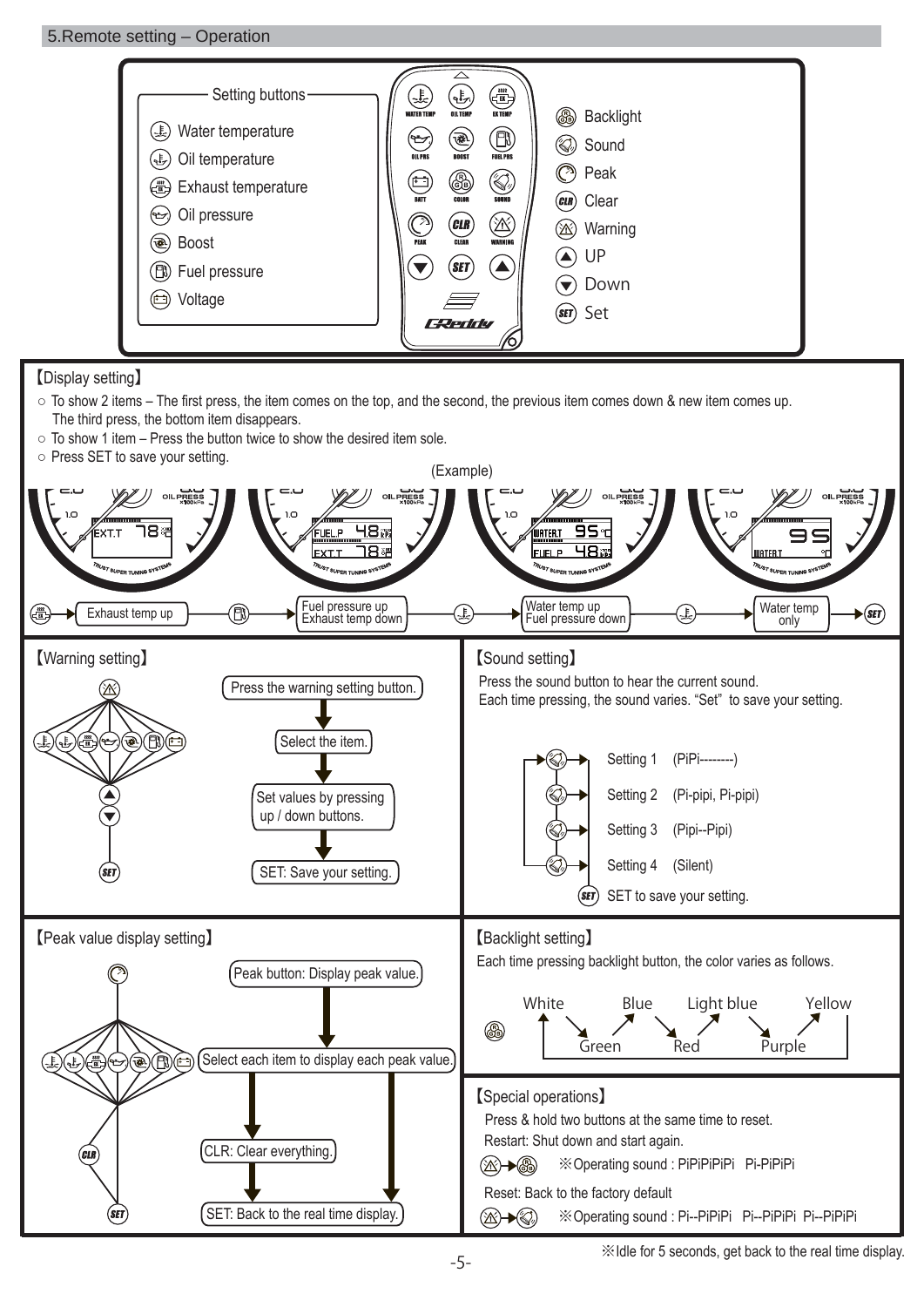## 5.Remote setting – Operation

**Setting buttons**

- Water temperature
- Oil temperature
- Exhaust temperature
- Oil pressure
- Boost
- Fuel pressure
- Voltage

WATER TEMP, OIL TEMP, EX TEMP, OIL PRS, BOOST, FUEL PRS, BATT, COLOR, SOUND, PEAK, CLEAR, WARNING

- Backlight
- Sound
- Peak
- Clear
- Warning
- UP
- Down
- Set

### 【Display setting】

○ To show 2 items – The first press, the item comes on the top, and the second, the previous item comes down & new item comes up. The third press, the bottom item disappears.
○ To show 1 item – Press the button twice to show the desired item sole.
○ Press SET to save your setting.

(Example)

Exhaust temp up → Fuel pressure up / Exhaust temp down → Water temp up / Fuel pressure down → Water temp only → SET

### 【Warning setting】

Press the warning setting button. → Select the item. → Set values by pressing up / down buttons. → SET: Save your setting.

### 【Sound setting】

Press the sound button to hear the current sound.
Each time pressing, the sound varies. "Set" to save your setting.

- Setting 1 (PiPi--------)
- Setting 2 (Pi-pipi, Pi-pipi)
- Setting 3 (Pipi--Pipi)
- Setting 4 (Silent)

SET to save your setting.

### 【Peak value display setting】

Peak button: Display peak value. → Select each item to display each peak value. → CLR: Clear everything. → SET: Back to the real time display.

### 【Backlight setting】

Each time pressing backlight button, the color varies as follows.

White → Green → Blue → Red → Light blue → Purple → Yellow

### 【Special operations】

Press & hold two buttons at the same time to reset.

Restart: Shut down and start again.
(Warning + Backlight) ※Operating sound : PiPiPiPiPi Pi-PiPiPi

Reset: Back to the factory default
(Warning + Sound) ※Operating sound : Pi--PiPiPi Pi--PiPiPi Pi--PiPiPi

※Idle for 5 seconds, get back to the real time display.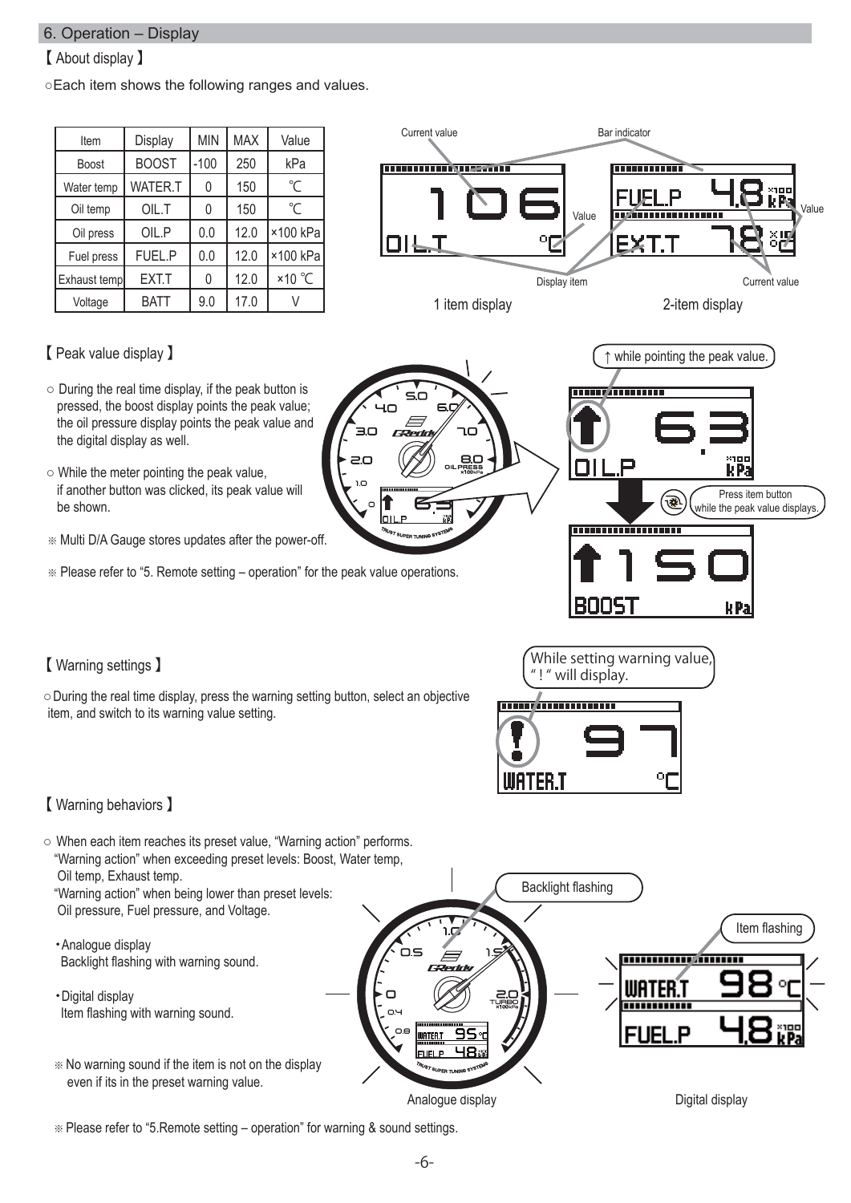## 6. Operation – Display

### 【 About display 】

○Each item shows the following ranges and values.

| Item | Display | MIN | MAX | Value |
|---|---|---|---|---|
| Boost | BOOST | -100 | 250 | kPa |
| Water temp | WATER.T | 0 | 150 | ℃ |
| Oil temp | OIL.T | 0 | 150 | ℃ |
| Oil press | OIL.P | 0.0 | 12.0 | ×100 kPa |
| Fuel press | FUEL.P | 0.0 | 12.0 | ×100 kPa |
| Exhaust temp | EXT.T | 0 | 12.0 | ×10 ℃ |
| Voltage | BATT | 9.0 | 17.0 | V |

Current value / Bar indicator / Value / Display item

1 item display　　2-item display

### 【 Peak value display 】

○ During the real time display, if the peak button is pressed, the boost display points the peak value; the oil pressure display points the peak value and the digital display as well.

○ While the meter pointing the peak value, if another button was clicked, its peak value will be shown.

※ Multi D/A Gauge stores updates after the power-off.

※ Please refer to "5. Remote setting – operation" for the peak value operations.

↑ while pointing the peak value.

Press item button while the peak value displays.

### 【 Warning settings 】

○During the real time display, press the warning setting button, select an objective item, and switch to its warning value setting.

While setting warning value, " ! " will display.

### 【 Warning behaviors 】

○ When each item reaches its preset value, "Warning action" performs.
"Warning action" when exceeding preset levels: Boost, Water temp, Oil temp, Exhaust temp.
"Warning action" when being lower than preset levels: Oil pressure, Fuel pressure, and Voltage.

・Analogue display
Backlight flashing with warning sound.

・Digital display
Item flashing with warning sound.

※ No warning sound if the item is not on the display even if its in the preset warning value.

Backlight flashing　　Item flashing

Analogue display　　Digital display

※ Please refer to "5.Remote setting – operation" for warning & sound settings.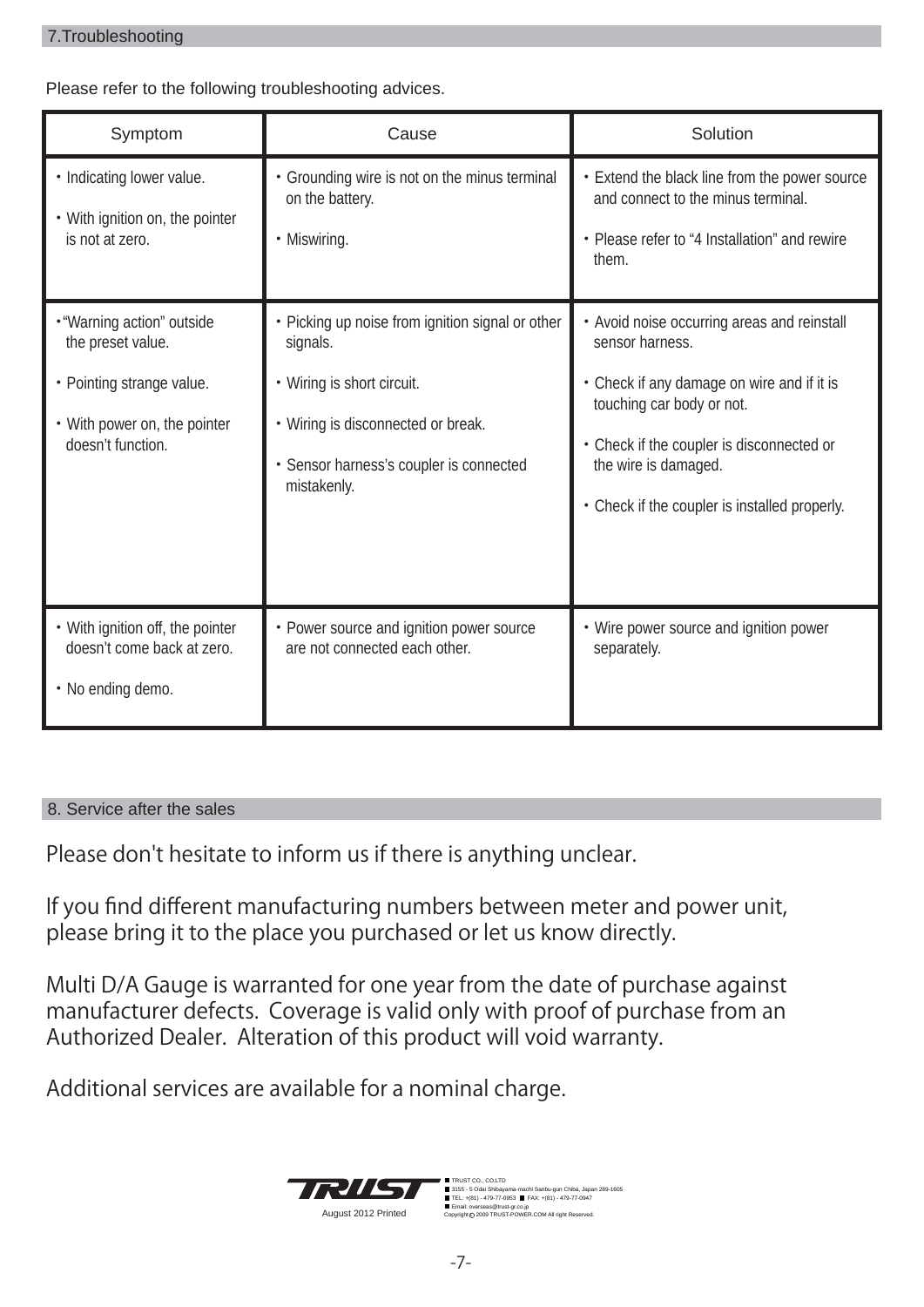## 7.Troubleshooting

Please refer to the following troubleshooting advices.

| Symptom | Cause | Solution |
|---|---|---|
| ・Indicating lower value.<br>・With ignition on, the pointer is not at zero. | ・Grounding wire is not on the minus terminal on the battery.<br>・Miswiring. | ・Extend the black line from the power source and connect to the minus terminal.<br>・Please refer to “4 Installation” and rewire them. |
| ・“Warning action” outside the preset value.<br>・Pointing strange value.<br>・With power on, the pointer doesn't function. | ・Picking up noise from ignition signal or other signals.<br>・Wiring is short circuit.<br>・Wiring is disconnected or break.<br>・Sensor harness's coupler is connected mistakenly. | ・Avoid noise occurring areas and reinstall sensor harness.<br>・Check if any damage on wire and if it is touching car body or not.<br>・Check if the coupler is disconnected or the wire is damaged.<br>・Check if the coupler is installed properly. |
| ・With ignition off, the pointer doesn't come back at zero.<br>・No ending demo. | ・Power source and ignition power source are not connected each other. | ・Wire power source and ignition power separately. |

## 8. Service after the sales

Please don't hesitate to inform us if there is anything unclear.

If you find different manufacturing numbers between meter and power unit, please bring it to the place you purchased or let us know directly.

Multi D/A Gauge is warranted for one year from the date of purchase against manufacturer defects. Coverage is valid only with proof of purchase from an Authorized Dealer. Alteration of this product will void warranty.

Additional services are available for a nominal charge.

TRUST

August 2012 Printed

TRUST CO., CO.LTD
3155 - 5 Odai Shibayama-machi Sanbu-gun Chiba, Japan 289-1605
TEL: +(81) - 479-77-0953 FAX: +(81) - 479-77-0947
Email: overseas@trust-gr.co.jp
Copyright © 2009 TRUST-POWER.COM All right Reserved.